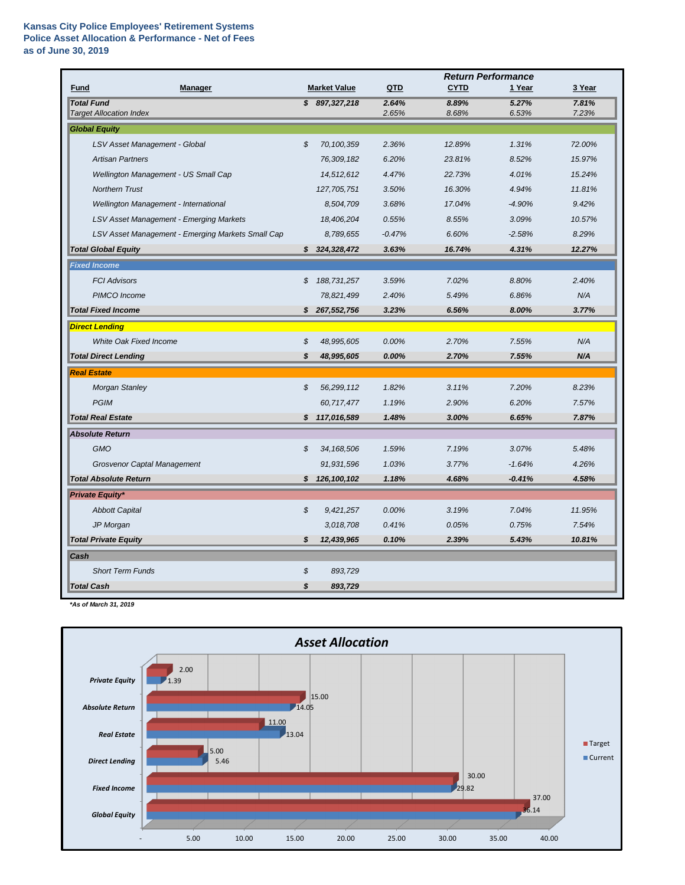**Kansas City Police Employees' Retirement Systems**
**Police Asset Allocation & Performance - Net of Fees**
**as of June 30, 2019**

| Fund | Manager | Market Value | QTD | CYTD | 1 Year | 3 Year |
|---|---|---|---|---|---|---|
| | | | **Return Performance** | | | |
| ***Total Fund*** | | ***$ 897,327,218*** | ***2.64%*** | ***8.89%*** | ***5.27%*** | ***7.81%*** |
| *Target Allocation Index* | | | *2.65%* | *8.68%* | *6.53%* | *7.23%* |
| ***Global Equity*** | | | | | | |
| | *LSV Asset Management - Global* | *$ 70,100,359* | *2.36%* | *12.89%* | *1.31%* | *72.00%* |
| | *Artisan Partners* | *76,309,182* | *6.20%* | *23.81%* | *8.52%* | *15.97%* |
| | *Wellington Management - US Small Cap* | *14,512,612* | *4.47%* | *22.73%* | *4.01%* | *15.24%* |
| | *Northern Trust* | *127,705,751* | *3.50%* | *16.30%* | *4.94%* | *11.81%* |
| | *Wellington Management - International* | *8,504,709* | *3.68%* | *17.04%* | *-4.90%* | *9.42%* |
| | *LSV Asset Management - Emerging Markets* | *18,406,204* | *0.55%* | *8.55%* | *3.09%* | *10.57%* |
| | *LSV Asset Management - Emerging Markets Small Cap* | *8,789,655* | *-0.47%* | *6.60%* | *-2.58%* | *8.29%* |
| ***Total Global Equity*** | | ***$ 324,328,472*** | ***3.63%*** | ***16.74%*** | ***4.31%*** | ***12.27%*** |
| ***Fixed Income*** | | | | | | |
| | *FCI Advisors* | *$ 188,731,257* | *3.59%* | *7.02%* | *8.80%* | *2.40%* |
| | *PIMCO Income* | *78,821,499* | *2.40%* | *5.49%* | *6.86%* | *N/A* |
| ***Total Fixed Income*** | | ***$ 267,552,756*** | ***3.23%*** | ***6.56%*** | ***8.00%*** | ***3.77%*** |
| ***Direct Lending*** | | | | | | |
| | *White Oak Fixed Income* | *$ 48,995,605* | *0.00%* | *2.70%* | *7.55%* | *N/A* |
| ***Total Direct Lending*** | | ***$ 48,995,605*** | ***0.00%*** | ***2.70%*** | ***7.55%*** | ***N/A*** |
| ***Real Estate*** | | | | | | |
| | *Morgan Stanley* | *$ 56,299,112* | *1.82%* | *3.11%* | *7.20%* | *8.23%* |
| | *PGIM* | *60,717,477* | *1.19%* | *2.90%* | *6.20%* | *7.57%* |
| ***Total Real Estate*** | | ***$ 117,016,589*** | ***1.48%*** | ***3.00%*** | ***6.65%*** | ***7.87%*** |
| ***Absolute Return*** | | | | | | |
| | *GMO* | *$ 34,168,506* | *1.59%* | *7.19%* | *3.07%* | *5.48%* |
| | *Grosvenor Captal Management* | *91,931,596* | *1.03%* | *3.77%* | *-1.64%* | *4.26%* |
| ***Total Absolute Return*** | | ***$ 126,100,102*** | ***1.18%*** | ***4.68%*** | ***-0.41%*** | ***4.58%*** |
| ***Private Equity**** | | | | | | |
| | *Abbott Capital* | *$ 9,421,257* | *0.00%* | *3.19%* | *7.04%* | *11.95%* |
| | *JP Morgan* | *3,018,708* | *0.41%* | *0.05%* | *0.75%* | *7.54%* |
| ***Total Private Equity*** | | ***$ 12,439,965*** | ***0.10%*** | ***2.39%*** | ***5.43%*** | ***10.81%*** |
| ***Cash*** | | | | | | |
| | *Short Term Funds* | *$ 893,729* | | | | |
| ***Total Cash*** | | ***$ 893,729*** | | | | |

****As of March 31, 2019***

***Asset Allocation***

| Asset Class | Target | Current |
|---|---|---|
| Private Equity | 2.00 | 1.39 |
| Absolute Return | 15.00 | 14.05 |
| Real Estate | 11.00 | 13.04 |
| Direct Lending | 5.00 | 5.46 |
| Fixed Income | 30.00 | 29.82 |
| Global Equity | 37.00 | 36.14 |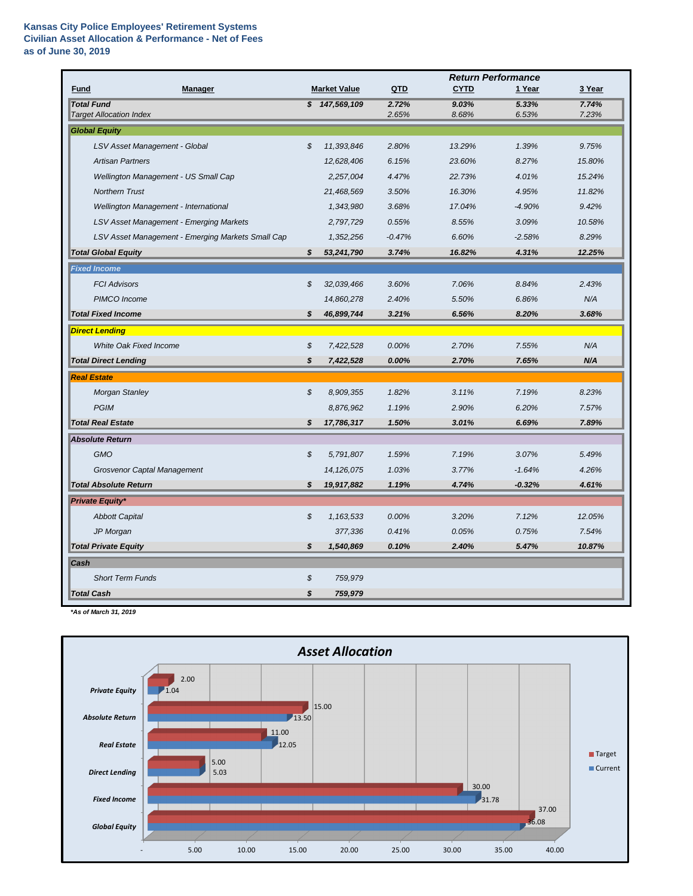**Kansas City Police Employees' Retirement Systems**
**Civilian Asset Allocation & Performance - Net of Fees**
**as of June 30, 2019**

| | | | | Return Performance | | |
|---|---|---|---|---|---|---|
| **Fund** | **Manager** | **Market Value** | **QTD** | **CYTD** | **1 Year** | **3 Year** |
| ***Total Fund*** | | ***$ 147,569,109*** | ***2.72%*** | ***9.03%*** | ***5.33%*** | ***7.74%*** |
| *Target Allocation Index* | | | *2.65%* | *8.68%* | *6.53%* | *7.23%* |
| ***Global Equity*** | | | | | | |
| | *LSV Asset Management - Global* | *$ 11,393,846* | *2.80%* | *13.29%* | *1.39%* | *9.75%* |
| | *Artisan Partners* | *12,628,406* | *6.15%* | *23.60%* | *8.27%* | *15.80%* |
| | *Wellington Management - US Small Cap* | *2,257,004* | *4.47%* | *22.73%* | *4.01%* | *15.24%* |
| | *Northern Trust* | *21,468,569* | *3.50%* | *16.30%* | *4.95%* | *11.82%* |
| | *Wellington Management - International* | *1,343,980* | *3.68%* | *17.04%* | *-4.90%* | *9.42%* |
| | *LSV Asset Management - Emerging Markets* | *2,797,729* | *0.55%* | *8.55%* | *3.09%* | *10.58%* |
| | *LSV Asset Management - Emerging Markets Small Cap* | *1,352,256* | *-0.47%* | *6.60%* | *-2.58%* | *8.29%* |
| ***Total Global Equity*** | | ***$ 53,241,790*** | ***3.74%*** | ***16.82%*** | ***4.31%*** | ***12.25%*** |
| ***Fixed Income*** | | | | | | |
| | *FCI Advisors* | *$ 32,039,466* | *3.60%* | *7.06%* | *8.84%* | *2.43%* |
| | *PIMCO Income* | *14,860,278* | *2.40%* | *5.50%* | *6.86%* | *N/A* |
| ***Total Fixed Income*** | | ***$ 46,899,744*** | ***3.21%*** | ***6.56%*** | ***8.20%*** | ***3.68%*** |
| ***Direct Lending*** | | | | | | |
| | *White Oak Fixed Income* | *$ 7,422,528* | *0.00%* | *2.70%* | *7.55%* | *N/A* |
| ***Total Direct Lending*** | | ***$ 7,422,528*** | ***0.00%*** | ***2.70%*** | ***7.65%*** | ***N/A*** |
| ***Real Estate*** | | | | | | |
| | *Morgan Stanley* | *$ 8,909,355* | *1.82%* | *3.11%* | *7.19%* | *8.23%* |
| | *PGIM* | *8,876,962* | *1.19%* | *2.90%* | *6.20%* | *7.57%* |
| ***Total Real Estate*** | | ***$ 17,786,317*** | ***1.50%*** | ***3.01%*** | ***6.69%*** | ***7.89%*** |
| ***Absolute Return*** | | | | | | |
| | *GMO* | *$ 5,791,807* | *1.59%* | *7.19%* | *3.07%* | *5.49%* |
| | *Grosvenor Captal Management* | *14,126,075* | *1.03%* | *3.77%* | *-1.64%* | *4.26%* |
| ***Total Absolute Return*** | | ***$ 19,917,882*** | ***1.19%*** | ***4.74%*** | ***-0.32%*** | ***4.61%*** |
| ***Private Equity**** | | | | | | |
| | *Abbott Capital* | *$ 1,163,533* | *0.00%* | *3.20%* | *7.12%* | *12.05%* |
| | *JP Morgan* | *377,336* | *0.41%* | *0.05%* | *0.75%* | *7.54%* |
| ***Total Private Equity*** | | ***$ 1,540,869*** | ***0.10%*** | ***2.40%*** | ***5.47%*** | ***10.87%*** |
| ***Cash*** | | | | | | |
| | *Short Term Funds* | *$ 759,979* | | | | |
| ***Total Cash*** | | ***$ 759,979*** | | | | |

***As of March 31, 2019**

**Asset Allocation**

Private Equity: Target 2.00, Current 1.04
Absolute Return: Target 15.00, Current 13.50
Real Estate: Target 11.00, Current 12.05
Direct Lending: Target 5.00, Current 5.03
Fixed Income: Target 30.00, Current 31.78
Global Equity: Target 37.00, Current 36.08

- 5.00 10.00 15.00 20.00 25.00 30.00 35.00 40.00

Target
Current